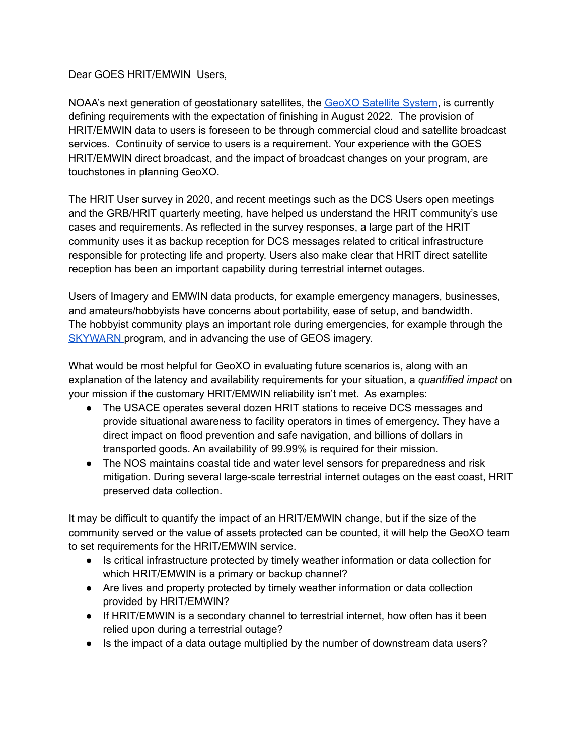Dear GOES HRIT/EMWIN Users,

NOAA's next generation of geostationary satellites, the [GeoXO Satellite System](), is currently defining requirements with the expectation of finishing in August 2022. The provision of HRIT/EMWIN data to users is foreseen to be through commercial cloud and satellite broadcast services. Continuity of service to users is a requirement. Your experience with the GOES HRIT/EMWIN direct broadcast, and the impact of broadcast changes on your program, are touchstones in planning GeoXO.

The HRIT User survey in 2020, and recent meetings such as the DCS Users open meetings and the GRB/HRIT quarterly meeting, have helped us understand the HRIT community's use cases and requirements. As reflected in the survey responses, a large part of the HRIT community uses it as backup reception for DCS messages related to critical infrastructure responsible for protecting life and property. Users also make clear that HRIT direct satellite reception has been an important capability during terrestrial internet outages.

Users of Imagery and EMWIN data products, for example emergency managers, businesses, and amateurs/hobbyists have concerns about portability, ease of setup, and bandwidth. The hobbyist community plays an important role during emergencies, for example through the [SKYWARN]() program, and in advancing the use of GEOS imagery.

What would be most helpful for GeoXO in evaluating future scenarios is, along with an explanation of the latency and availability requirements for your situation, a *quantified impact* on your mission if the customary HRIT/EMWIN reliability isn't met. As examples:

- The USACE operates several dozen HRIT stations to receive DCS messages and provide situational awareness to facility operators in times of emergency. They have a direct impact on flood prevention and safe navigation, and billions of dollars in transported goods. An availability of 99.99% is required for their mission.
- The NOS maintains coastal tide and water level sensors for preparedness and risk mitigation. During several large-scale terrestrial internet outages on the east coast, HRIT preserved data collection.

It may be difficult to quantify the impact of an HRIT/EMWIN change, but if the size of the community served or the value of assets protected can be counted, it will help the GeoXO team to set requirements for the HRIT/EMWIN service.

- Is critical infrastructure protected by timely weather information or data collection for which HRIT/EMWIN is a primary or backup channel?
- Are lives and property protected by timely weather information or data collection provided by HRIT/EMWIN?
- If HRIT/EMWIN is a secondary channel to terrestrial internet, how often has it been relied upon during a terrestrial outage?
- Is the impact of a data outage multiplied by the number of downstream data users?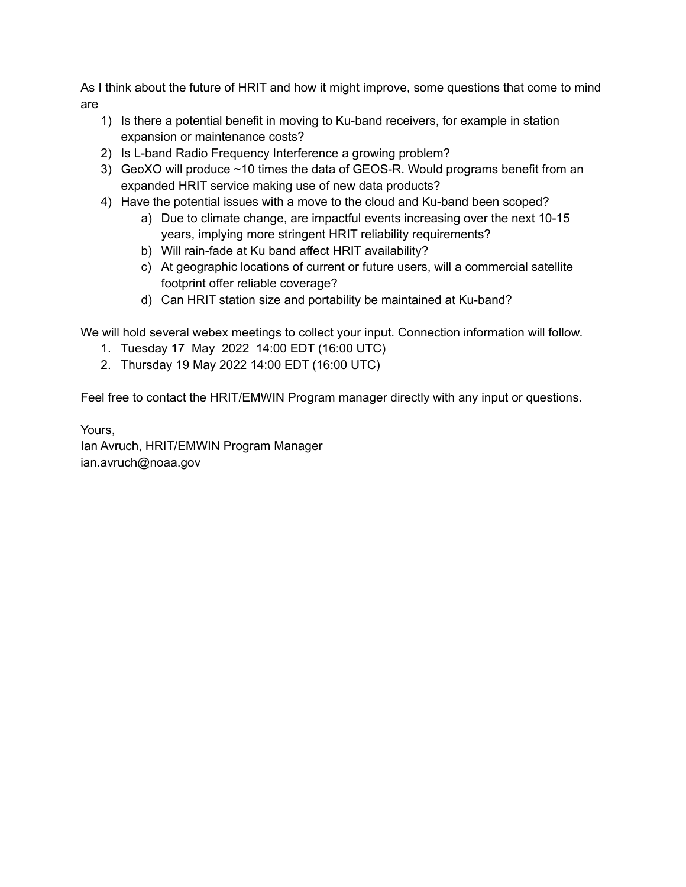As I think about the future of HRIT and how it might improve, some questions that come to mind are

1) Is there a potential benefit in moving to Ku-band receivers, for example in station expansion or maintenance costs?
2) Is L-band Radio Frequency Interference a growing problem?
3) GeoXO will produce ~10 times the data of GEOS-R. Would programs benefit from an expanded HRIT service making use of new data products?
4) Have the potential issues with a move to the cloud and Ku-band been scoped?
   a) Due to climate change, are impactful events increasing over the next 10-15 years, implying more stringent HRIT reliability requirements?
   b) Will rain-fade at Ku band affect HRIT availability?
   c) At geographic locations of current or future users, will a commercial satellite footprint offer reliable coverage?
   d) Can HRIT station size and portability be maintained at Ku-band?

We will hold several webex meetings to collect your input. Connection information will follow.

1. Tuesday 17 May 2022 14:00 EDT (16:00 UTC)
2. Thursday 19 May 2022 14:00 EDT (16:00 UTC)

Feel free to contact the HRIT/EMWIN Program manager directly with any input or questions.

Yours,  
Ian Avruch, HRIT/EMWIN Program Manager  
ian.avruch@noaa.gov